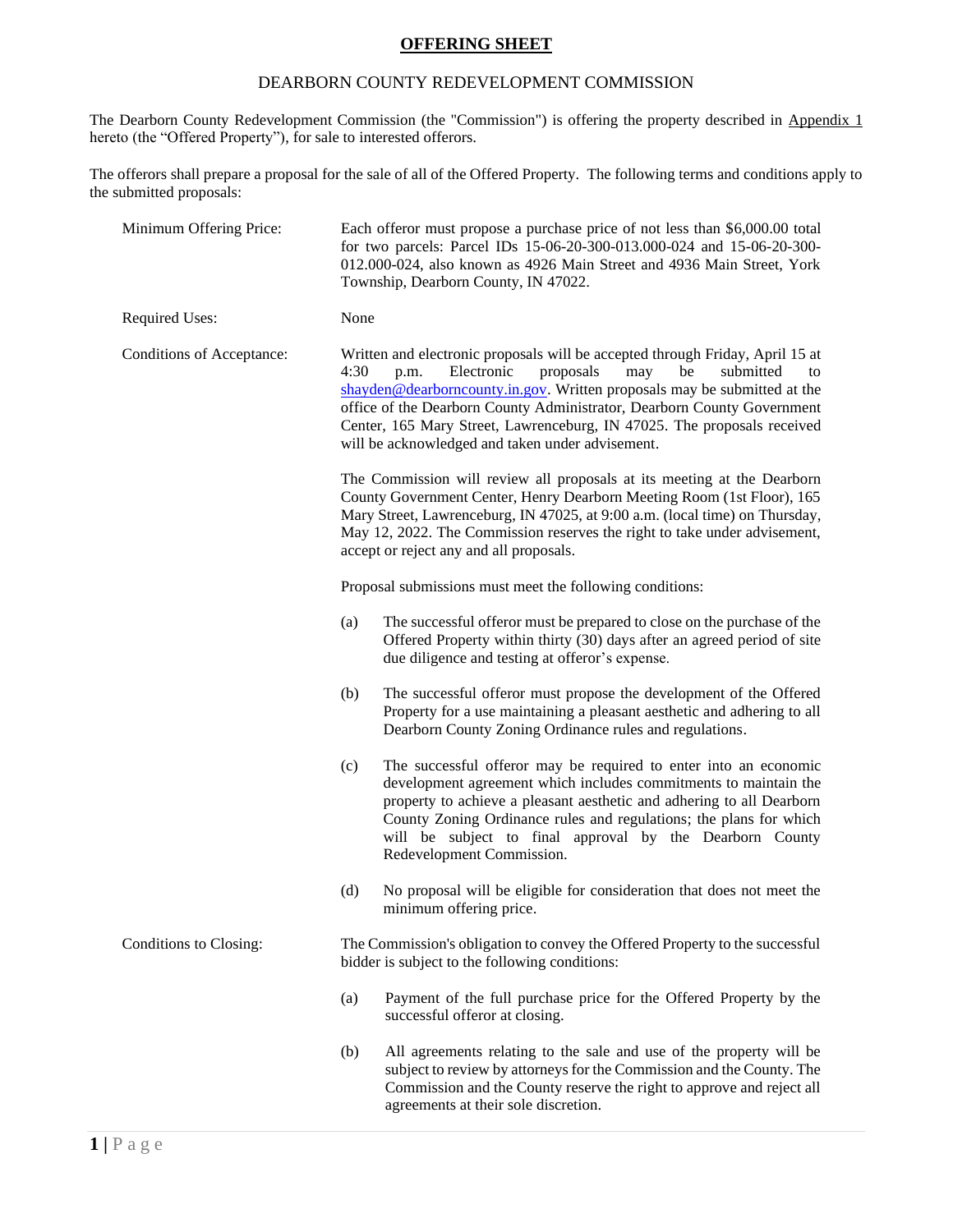# OFFERING SHEET

## DEARBORN COUNTY REDEVELOPMENT COMMISSION

The Dearborn County Redevelopment Commission (the "Commission") is offering the property described in Appendix 1 hereto (the "Offered Property"), for sale to interested offerors.

The offerors shall prepare a proposal for the sale of all of the Offered Property. The following terms and conditions apply to the submitted proposals:

**Minimum Offering Price:** Each offeror must propose a purchase price of not less than $6,000.00 total for two parcels: Parcel IDs 15-06-20-300-013.000-024 and 15-06-20-300-012.000-024, also known as 4926 Main Street and 4936 Main Street, York Township, Dearborn County, IN 47022.

**Required Uses:** None

**Conditions of Acceptance:** Written and electronic proposals will be accepted through Friday, April 15 at 4:30 p.m. Electronic proposals may be submitted to shayden@dearborncounty.in.gov. Written proposals may be submitted at the office of the Dearborn County Administrator, Dearborn County Government Center, 165 Mary Street, Lawrenceburg, IN 47025. The proposals received will be acknowledged and taken under advisement.

The Commission will review all proposals at its meeting at the Dearborn County Government Center, Henry Dearborn Meeting Room (1st Floor), 165 Mary Street, Lawrenceburg, IN 47025, at 9:00 a.m. (local time) on Thursday, May 12, 2022. The Commission reserves the right to take under advisement, accept or reject any and all proposals.

Proposal submissions must meet the following conditions:

(a) The successful offeror must be prepared to close on the purchase of the Offered Property within thirty (30) days after an agreed period of site due diligence and testing at offeror's expense.

(b) The successful offeror must propose the development of the Offered Property for a use maintaining a pleasant aesthetic and adhering to all Dearborn County Zoning Ordinance rules and regulations.

(c) The successful offeror may be required to enter into an economic development agreement which includes commitments to maintain the property to achieve a pleasant aesthetic and adhering to all Dearborn County Zoning Ordinance rules and regulations; the plans for which will be subject to final approval by the Dearborn County Redevelopment Commission.

(d) No proposal will be eligible for consideration that does not meet the minimum offering price.

**Conditions to Closing:** The Commission's obligation to convey the Offered Property to the successful bidder is subject to the following conditions:

(a) Payment of the full purchase price for the Offered Property by the successful offeror at closing.

(b) All agreements relating to the sale and use of the property will be subject to review by attorneys for the Commission and the County. The Commission and the County reserve the right to approve and reject all agreements at their sole discretion.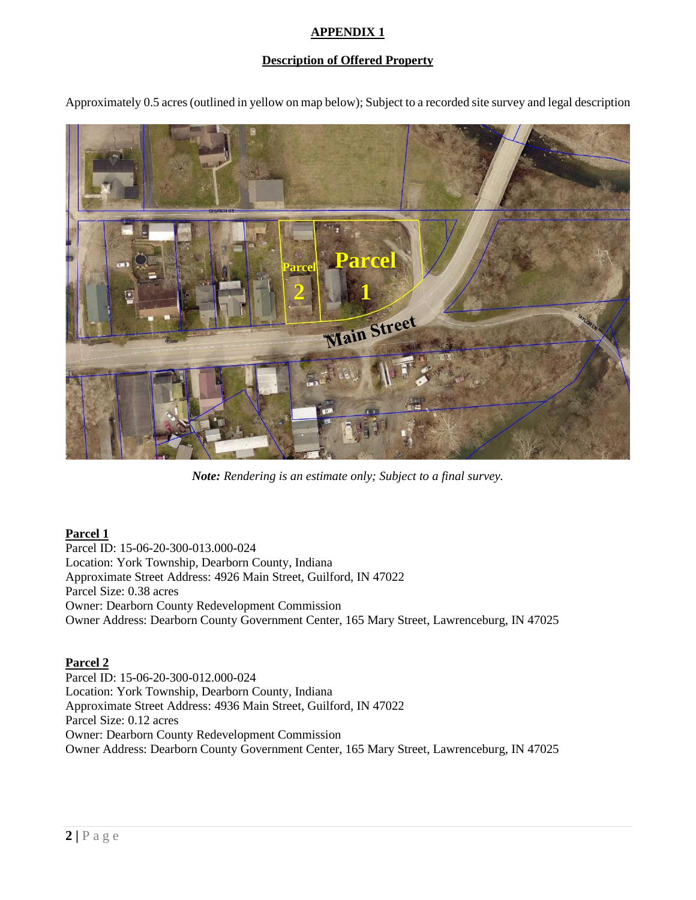# APPENDIX 1

## Description of Offered Property

Approximately 0.5 acres (outlined in yellow on map below); Subject to a recorded site survey and legal description

***Note:** Rendering is an estimate only; Subject to a final survey.*

**Parcel 1**
Parcel ID: 15-06-20-300-013.000-024
Location: York Township, Dearborn County, Indiana
Approximate Street Address: 4926 Main Street, Guilford, IN 47022
Parcel Size: 0.38 acres
Owner: Dearborn County Redevelopment Commission
Owner Address: Dearborn County Government Center, 165 Mary Street, Lawrenceburg, IN 47025

**Parcel 2**
Parcel ID: 15-06-20-300-012.000-024
Location: York Township, Dearborn County, Indiana
Approximate Street Address: 4936 Main Street, Guilford, IN 47022
Parcel Size: 0.12 acres
Owner: Dearborn County Redevelopment Commission
Owner Address: Dearborn County Government Center, 165 Mary Street, Lawrenceburg, IN 47025